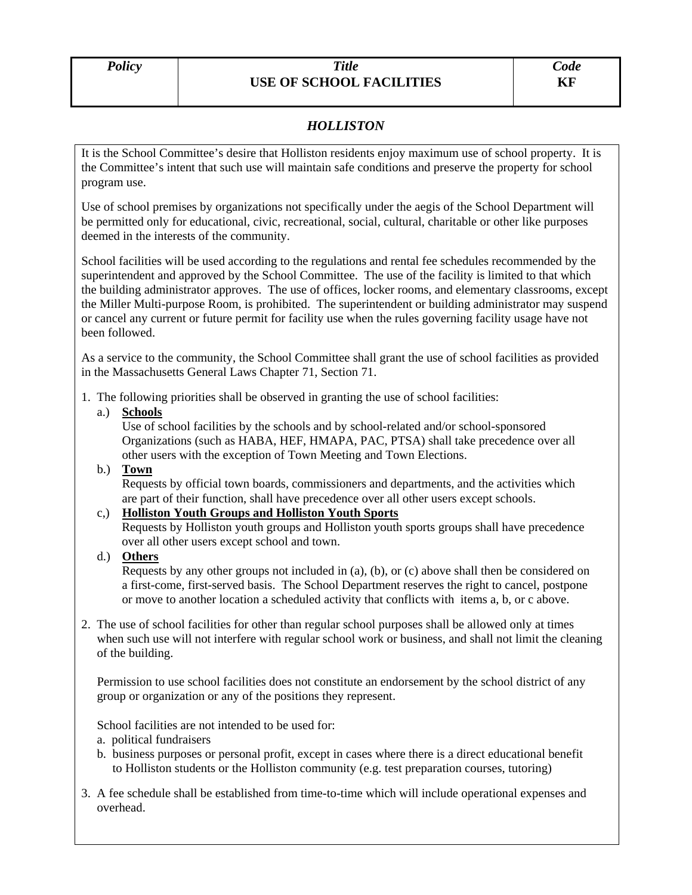| *Policy* | *Title* **USE OF SCHOOL FACILITIES** | *Code* **KF** |
| --- | --- | --- |

## *HOLLISTON*

It is the School Committee's desire that Holliston residents enjoy maximum use of school property. It is the Committee's intent that such use will maintain safe conditions and preserve the property for school program use.

Use of school premises by organizations not specifically under the aegis of the School Department will be permitted only for educational, civic, recreational, social, cultural, charitable or other like purposes deemed in the interests of the community.

School facilities will be used according to the regulations and rental fee schedules recommended by the superintendent and approved by the School Committee. The use of the facility is limited to that which the building administrator approves. The use of offices, locker rooms, and elementary classrooms, except the Miller Multi-purpose Room, is prohibited. The superintendent or building administrator may suspend or cancel any current or future permit for facility use when the rules governing facility usage have not been followed.

As a service to the community, the School Committee shall grant the use of school facilities as provided in the Massachusetts General Laws Chapter 71, Section 71.

1. The following priorities shall be observed in granting the use of school facilities:
   a.) **Schools**
   Use of school facilities by the schools and by school-related and/or school-sponsored Organizations (such as HABA, HEF, HMAPA, PAC, PTSA) shall take precedence over all other users with the exception of Town Meeting and Town Elections.
   b.) **Town**
   Requests by official town boards, commissioners and departments, and the activities which are part of their function, shall have precedence over all other users except schools.
   c,) **Holliston Youth Groups and Holliston Youth Sports**
   Requests by Holliston youth groups and Holliston youth sports groups shall have precedence over all other users except school and town.
   d.) **Others**
   Requests by any other groups not included in (a), (b), or (c) above shall then be considered on a first-come, first-served basis. The School Department reserves the right to cancel, postpone or move to another location a scheduled activity that conflicts with items a, b, or c above.

2. The use of school facilities for other than regular school purposes shall be allowed only at times when such use will not interfere with regular school work or business, and shall not limit the cleaning of the building.

   Permission to use school facilities does not constitute an endorsement by the school district of any group or organization or any of the positions they represent.

   School facilities are not intended to be used for:
   a. political fundraisers
   b. business purposes or personal profit, except in cases where there is a direct educational benefit to Holliston students or the Holliston community (e.g. test preparation courses, tutoring)

3. A fee schedule shall be established from time-to-time which will include operational expenses and overhead.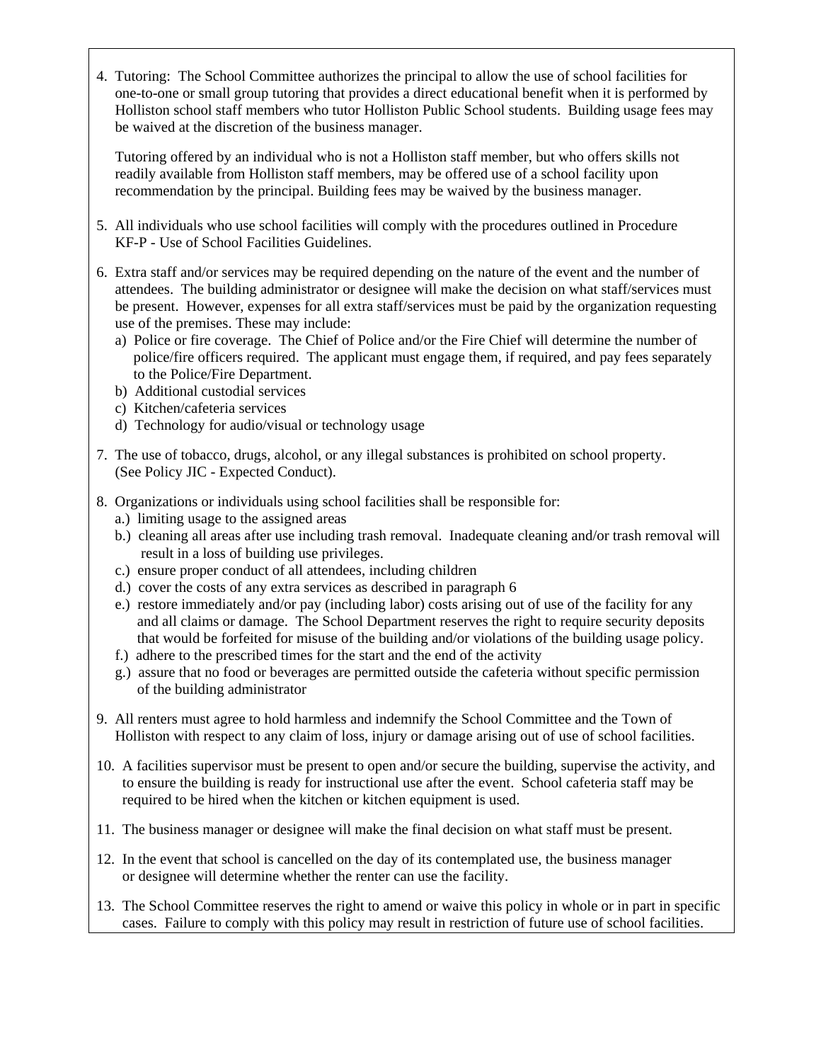4. Tutoring: The School Committee authorizes the principal to allow the use of school facilities for one-to-one or small group tutoring that provides a direct educational benefit when it is performed by Holliston school staff members who tutor Holliston Public School students. Building usage fees may be waived at the discretion of the business manager.

   Tutoring offered by an individual who is not a Holliston staff member, but who offers skills not readily available from Holliston staff members, may be offered use of a school facility upon recommendation by the principal. Building fees may be waived by the business manager.

5. All individuals who use school facilities will comply with the procedures outlined in Procedure KF-P - Use of School Facilities Guidelines.

6. Extra staff and/or services may be required depending on the nature of the event and the number of attendees. The building administrator or designee will make the decision on what staff/services must be present. However, expenses for all extra staff/services must be paid by the organization requesting use of the premises. These may include:
   a) Police or fire coverage. The Chief of Police and/or the Fire Chief will determine the number of police/fire officers required. The applicant must engage them, if required, and pay fees separately to the Police/Fire Department.
   b) Additional custodial services
   c) Kitchen/cafeteria services
   d) Technology for audio/visual or technology usage

7. The use of tobacco, drugs, alcohol, or any illegal substances is prohibited on school property. (See Policy JIC - Expected Conduct).

8. Organizations or individuals using school facilities shall be responsible for:
   a.) limiting usage to the assigned areas
   b.) cleaning all areas after use including trash removal. Inadequate cleaning and/or trash removal will result in a loss of building use privileges.
   c.) ensure proper conduct of all attendees, including children
   d.) cover the costs of any extra services as described in paragraph 6
   e.) restore immediately and/or pay (including labor) costs arising out of use of the facility for any and all claims or damage. The School Department reserves the right to require security deposits that would be forfeited for misuse of the building and/or violations of the building usage policy.
   f.) adhere to the prescribed times for the start and the end of the activity
   g.) assure that no food or beverages are permitted outside the cafeteria without specific permission of the building administrator

9. All renters must agree to hold harmless and indemnify the School Committee and the Town of Holliston with respect to any claim of loss, injury or damage arising out of use of school facilities.

10. A facilities supervisor must be present to open and/or secure the building, supervise the activity, and to ensure the building is ready for instructional use after the event. School cafeteria staff may be required to be hired when the kitchen or kitchen equipment is used.

11. The business manager or designee will make the final decision on what staff must be present.

12. In the event that school is cancelled on the day of its contemplated use, the business manager or designee will determine whether the renter can use the facility.

13. The School Committee reserves the right to amend or waive this policy in whole or in part in specific cases. Failure to comply with this policy may result in restriction of future use of school facilities.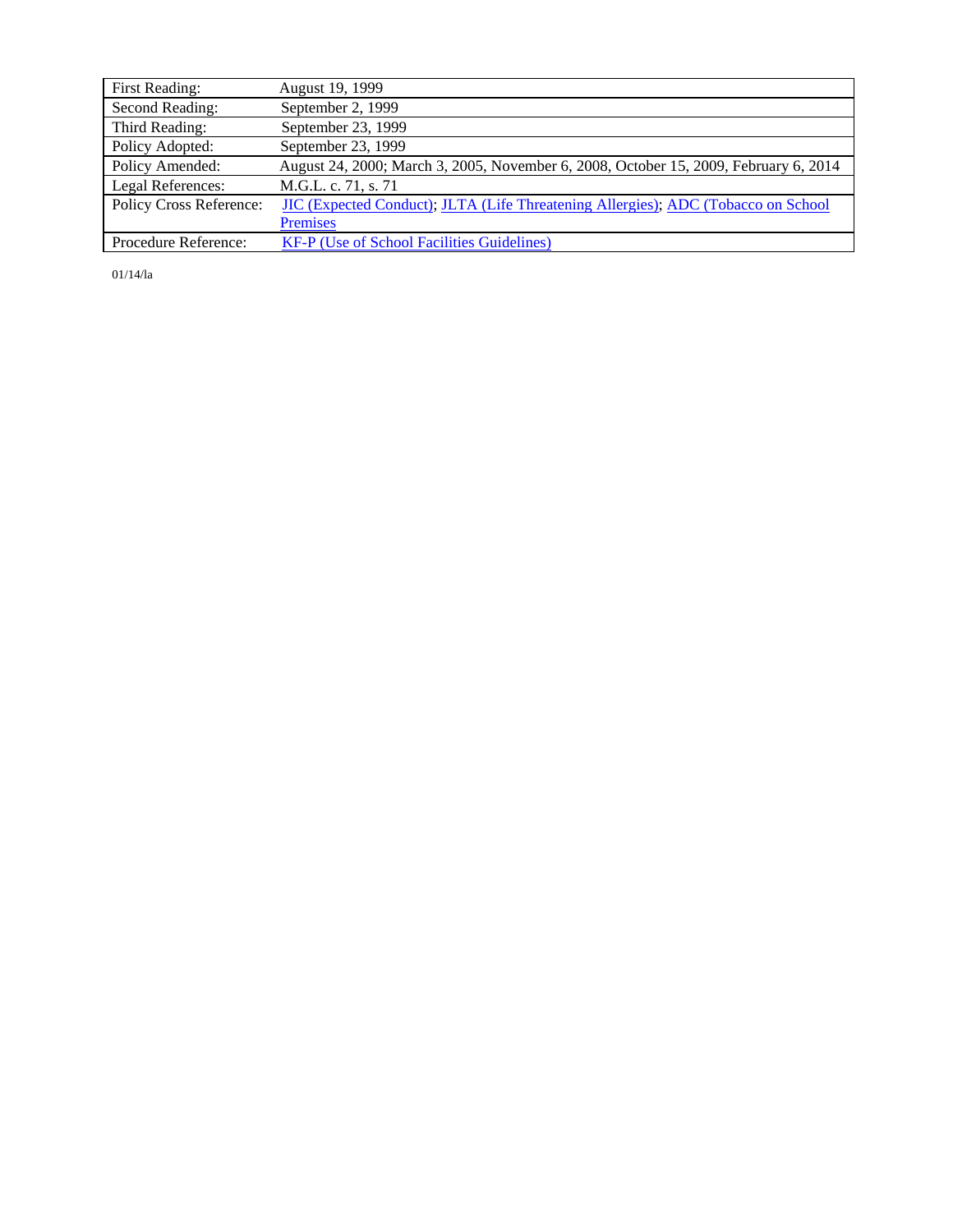| | |
|---|---|
| First Reading: | August 19, 1999 |
| Second Reading: | September 2, 1999 |
| Third Reading: | September 23, 1999 |
| Policy Adopted: | September 23, 1999 |
| Policy Amended: | August 24, 2000; March 3, 2005, November 6, 2008, October 15, 2009, February 6, 2014 |
| Legal References: | M.G.L. c. 71, s. 71 |
| Policy Cross Reference: | JIC (Expected Conduct); JLTA (Life Threatening Allergies); ADC (Tobacco on School Premises |
| Procedure Reference: | KF-P (Use of School Facilities Guidelines) |

01/14/la